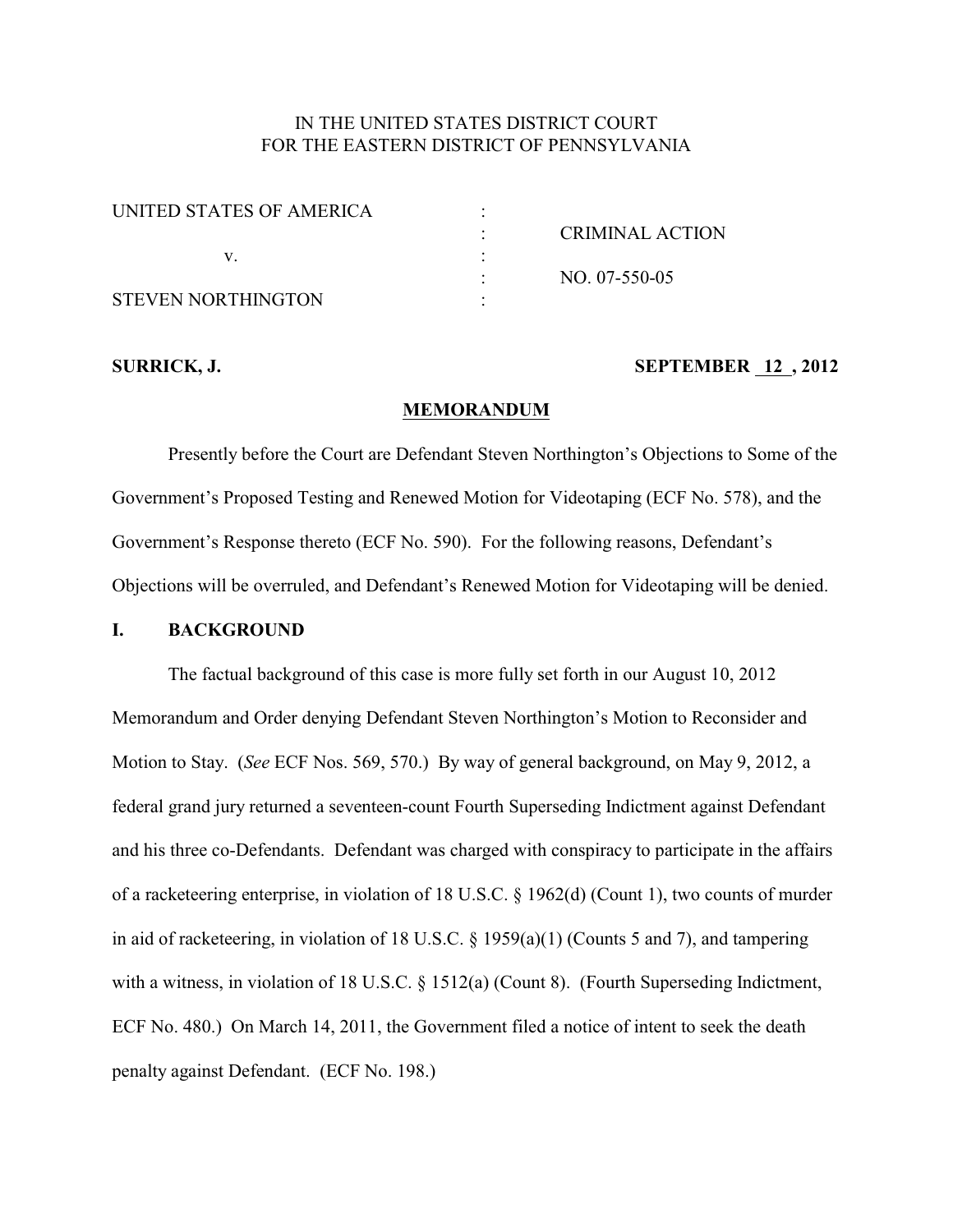IN THE UNITED STATES DISTRICT COURT
FOR THE EASTERN DISTRICT OF PENNSYLVANIA

| | | |
|---|---|---|
| UNITED STATES OF AMERICA | : | |
| | : | CRIMINAL ACTION |
| v. | : | |
| | : | NO. 07-550-05 |
| STEVEN NORTHINGTON | : | |

**SURRICK, J.** **SEPTEMBER 12, 2012**

**MEMORANDUM**

Presently before the Court are Defendant Steven Northington's Objections to Some of the Government's Proposed Testing and Renewed Motion for Videotaping (ECF No. 578), and the Government's Response thereto (ECF No. 590). For the following reasons, Defendant's Objections will be overruled, and Defendant's Renewed Motion for Videotaping will be denied.

## I. BACKGROUND

The factual background of this case is more fully set forth in our August 10, 2012 Memorandum and Order denying Defendant Steven Northington's Motion to Reconsider and Motion to Stay. (*See* ECF Nos. 569, 570.) By way of general background, on May 9, 2012, a federal grand jury returned a seventeen-count Fourth Superseding Indictment against Defendant and his three co-Defendants. Defendant was charged with conspiracy to participate in the affairs of a racketeering enterprise, in violation of 18 U.S.C. § 1962(d) (Count 1), two counts of murder in aid of racketeering, in violation of 18 U.S.C. § 1959(a)(1) (Counts 5 and 7), and tampering with a witness, in violation of 18 U.S.C. § 1512(a) (Count 8). (Fourth Superseding Indictment, ECF No. 480.) On March 14, 2011, the Government filed a notice of intent to seek the death penalty against Defendant. (ECF No. 198.)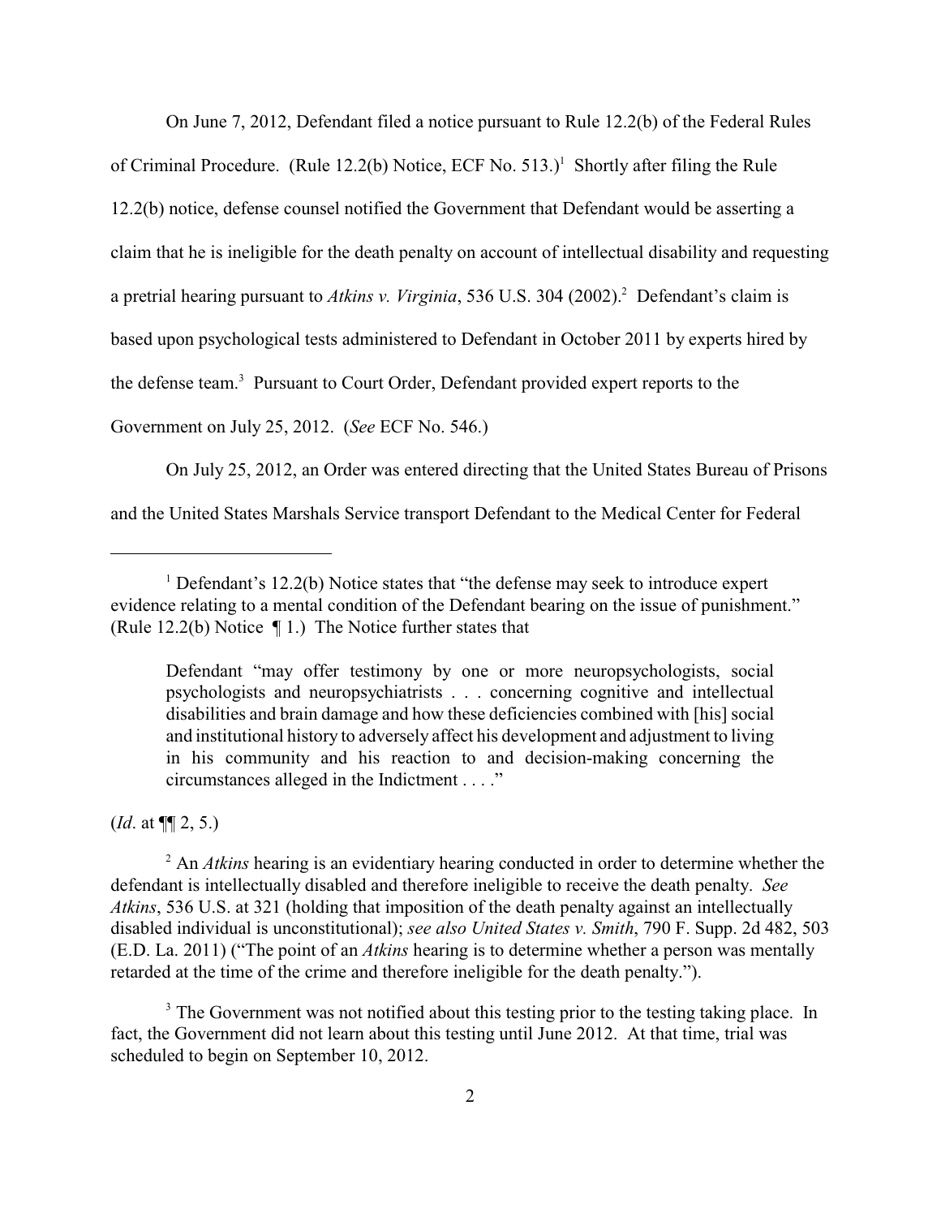On June 7, 2012, Defendant filed a notice pursuant to Rule 12.2(b) of the Federal Rules of Criminal Procedure. (Rule 12.2(b) Notice, ECF No. 513.)[1] Shortly after filing the Rule 12.2(b) notice, defense counsel notified the Government that Defendant would be asserting a claim that he is ineligible for the death penalty on account of intellectual disability and requesting a pretrial hearing pursuant to *Atkins v. Virginia*, 536 U.S. 304 (2002).[2] Defendant's claim is based upon psychological tests administered to Defendant in October 2011 by experts hired by the defense team.[3] Pursuant to Court Order, Defendant provided expert reports to the Government on July 25, 2012. (*See* ECF No. 546.)

On July 25, 2012, an Order was entered directing that the United States Bureau of Prisons and the United States Marshals Service transport Defendant to the Medical Center for Federal

---

[1] Defendant's 12.2(b) Notice states that "the defense may seek to introduce expert evidence relating to a mental condition of the Defendant bearing on the issue of punishment." (Rule 12.2(b) Notice ¶ 1.) The Notice further states that

> Defendant "may offer testimony by one or more neuropsychologists, social psychologists and neuropsychiatrists . . . concerning cognitive and intellectual disabilities and brain damage and how these deficiencies combined with [his] social and institutional history to adversely affect his development and adjustment to living in his community and his reaction to and decision-making concerning the circumstances alleged in the Indictment . . . ."

(*Id*. at ¶¶ 2, 5.)

[2] An *Atkins* hearing is an evidentiary hearing conducted in order to determine whether the defendant is intellectually disabled and therefore ineligible to receive the death penalty. *See Atkins*, 536 U.S. at 321 (holding that imposition of the death penalty against an intellectually disabled individual is unconstitutional); *see also United States v. Smith*, 790 F. Supp. 2d 482, 503 (E.D. La. 2011) ("The point of an *Atkins* hearing is to determine whether a person was mentally retarded at the time of the crime and therefore ineligible for the death penalty.").

[3] The Government was not notified about this testing prior to the testing taking place. In fact, the Government did not learn about this testing until June 2012. At that time, trial was scheduled to begin on September 10, 2012.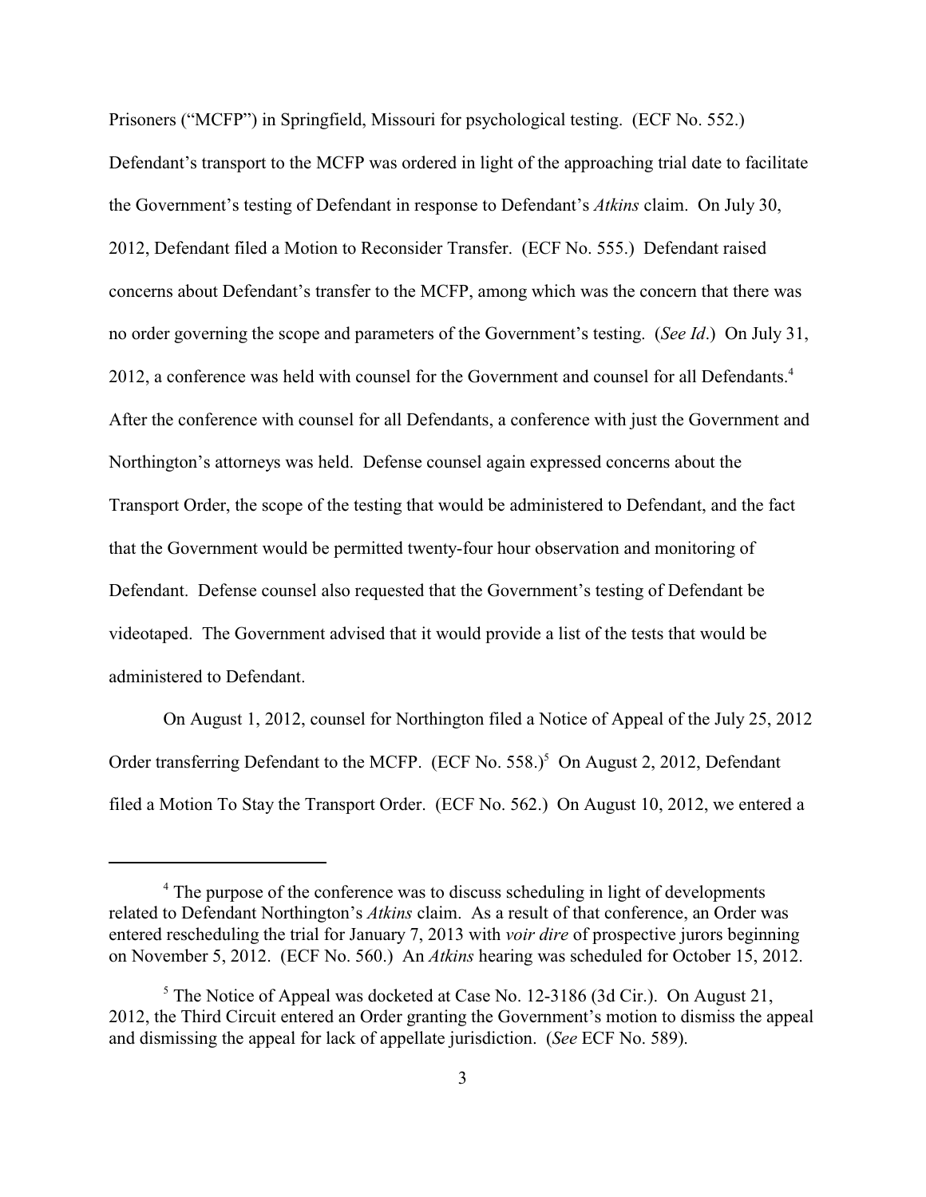Prisoners ("MCFP") in Springfield, Missouri for psychological testing. (ECF No. 552.) Defendant's transport to the MCFP was ordered in light of the approaching trial date to facilitate the Government's testing of Defendant in response to Defendant's *Atkins* claim. On July 30, 2012, Defendant filed a Motion to Reconsider Transfer. (ECF No. 555.) Defendant raised concerns about Defendant's transfer to the MCFP, among which was the concern that there was no order governing the scope and parameters of the Government's testing. (*See Id*.) On July 31, 2012, a conference was held with counsel for the Government and counsel for all Defendants.[4] After the conference with counsel for all Defendants, a conference with just the Government and Northington's attorneys was held. Defense counsel again expressed concerns about the Transport Order, the scope of the testing that would be administered to Defendant, and the fact that the Government would be permitted twenty-four hour observation and monitoring of Defendant. Defense counsel also requested that the Government's testing of Defendant be videotaped. The Government advised that it would provide a list of the tests that would be administered to Defendant.

On August 1, 2012, counsel for Northington filed a Notice of Appeal of the July 25, 2012 Order transferring Defendant to the MCFP. (ECF No. 558.)[5] On August 2, 2012, Defendant filed a Motion To Stay the Transport Order. (ECF No. 562.) On August 10, 2012, we entered a

---

[4] The purpose of the conference was to discuss scheduling in light of developments related to Defendant Northington's *Atkins* claim. As a result of that conference, an Order was entered rescheduling the trial for January 7, 2013 with *voir dire* of prospective jurors beginning on November 5, 2012. (ECF No. 560.) An *Atkins* hearing was scheduled for October 15, 2012.

[5] The Notice of Appeal was docketed at Case No. 12-3186 (3d Cir.). On August 21, 2012, the Third Circuit entered an Order granting the Government's motion to dismiss the appeal and dismissing the appeal for lack of appellate jurisdiction. (*See* ECF No. 589).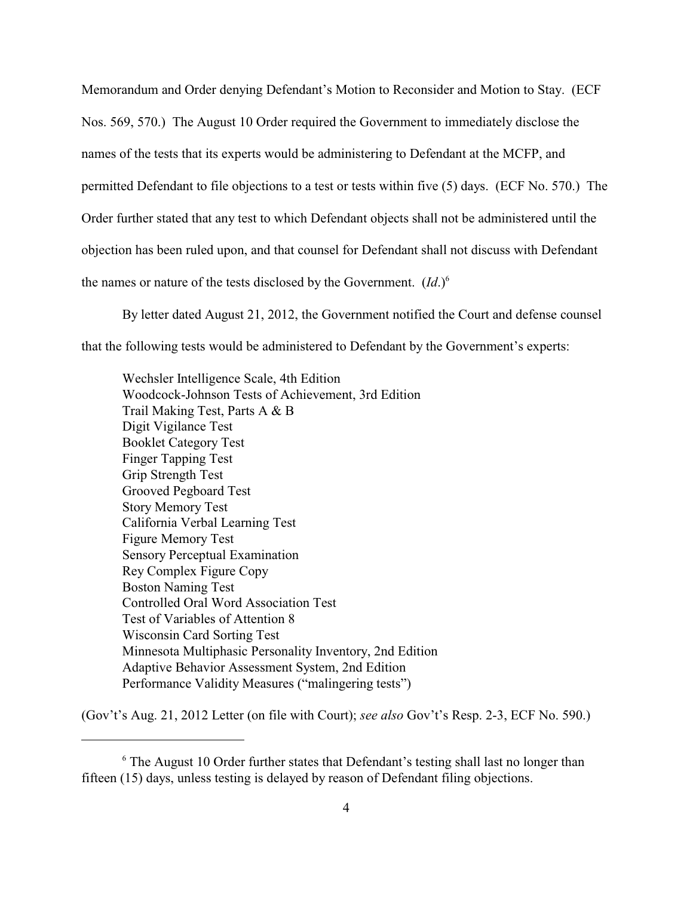Memorandum and Order denying Defendant's Motion to Reconsider and Motion to Stay. (ECF Nos. 569, 570.) The August 10 Order required the Government to immediately disclose the names of the tests that its experts would be administering to Defendant at the MCFP, and permitted Defendant to file objections to a test or tests within five (5) days. (ECF No. 570.) The Order further stated that any test to which Defendant objects shall not be administered until the objection has been ruled upon, and that counsel for Defendant shall not discuss with Defendant the names or nature of the tests disclosed by the Government. (*Id*.)[6]

By letter dated August 21, 2012, the Government notified the Court and defense counsel that the following tests would be administered to Defendant by the Government's experts:

> Wechsler Intelligence Scale, 4th Edition
> Woodcock-Johnson Tests of Achievement, 3rd Edition
> Trail Making Test, Parts A & B
> Digit Vigilance Test
> Booklet Category Test
> Finger Tapping Test
> Grip Strength Test
> Grooved Pegboard Test
> Story Memory Test
> California Verbal Learning Test
> Figure Memory Test
> Sensory Perceptual Examination
> Rey Complex Figure Copy
> Boston Naming Test
> Controlled Oral Word Association Test
> Test of Variables of Attention 8
> Wisconsin Card Sorting Test
> Minnesota Multiphasic Personality Inventory, 2nd Edition
> Adaptive Behavior Assessment System, 2nd Edition
> Performance Validity Measures ("malingering tests")

(Gov't's Aug. 21, 2012 Letter (on file with Court); *see also* Gov't's Resp. 2-3, ECF No. 590.)

---

[6] The August 10 Order further states that Defendant's testing shall last no longer than fifteen (15) days, unless testing is delayed by reason of Defendant filing objections.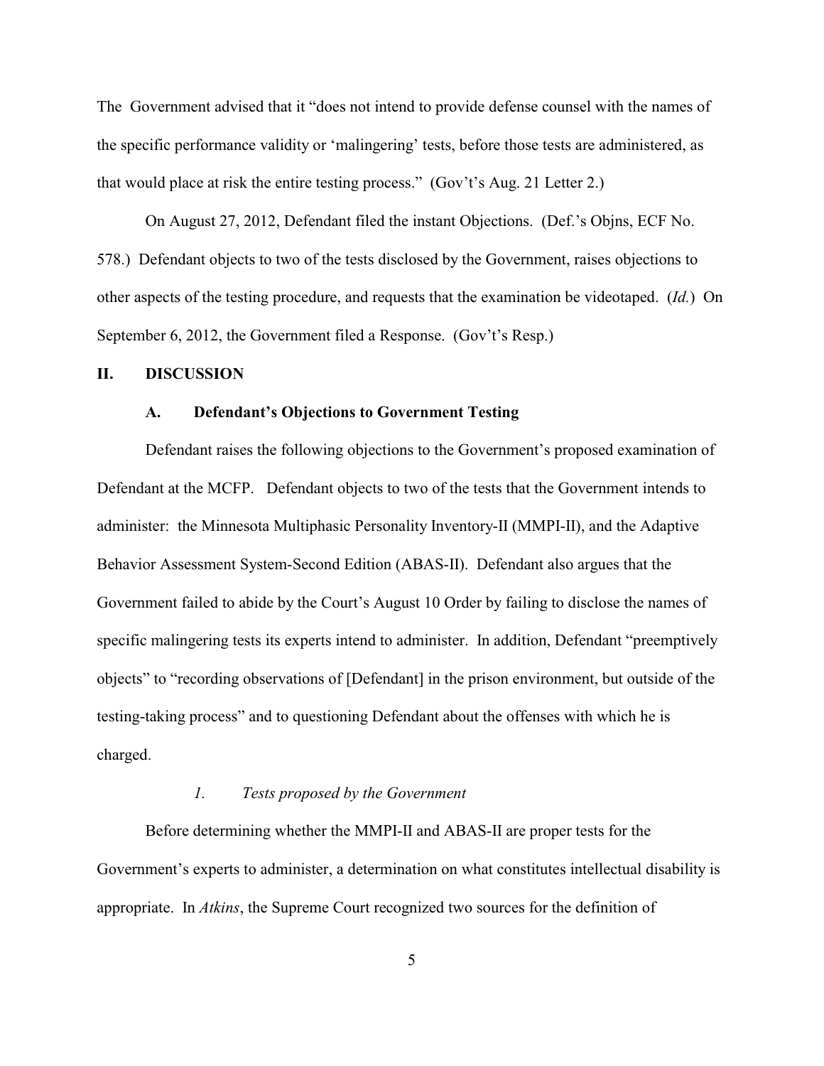The Government advised that it "does not intend to provide defense counsel with the names of the specific performance validity or 'malingering' tests, before those tests are administered, as that would place at risk the entire testing process." (Gov't's Aug. 21 Letter 2.)

On August 27, 2012, Defendant filed the instant Objections. (Def.'s Objns, ECF No. 578.) Defendant objects to two of the tests disclosed by the Government, raises objections to other aspects of the testing procedure, and requests that the examination be videotaped. (*Id.*) On September 6, 2012, the Government filed a Response. (Gov't's Resp.)

## II. DISCUSSION

### A. Defendant's Objections to Government Testing

Defendant raises the following objections to the Government's proposed examination of Defendant at the MCFP. Defendant objects to two of the tests that the Government intends to administer: the Minnesota Multiphasic Personality Inventory-II (MMPI-II), and the Adaptive Behavior Assessment System-Second Edition (ABAS-II). Defendant also argues that the Government failed to abide by the Court's August 10 Order by failing to disclose the names of specific malingering tests its experts intend to administer. In addition, Defendant "preemptively objects" to "recording observations of [Defendant] in the prison environment, but outside of the testing-taking process" and to questioning Defendant about the offenses with which he is charged.

#### *1. Tests proposed by the Government*

Before determining whether the MMPI-II and ABAS-II are proper tests for the Government's experts to administer, a determination on what constitutes intellectual disability is appropriate. In *Atkins*, the Supreme Court recognized two sources for the definition of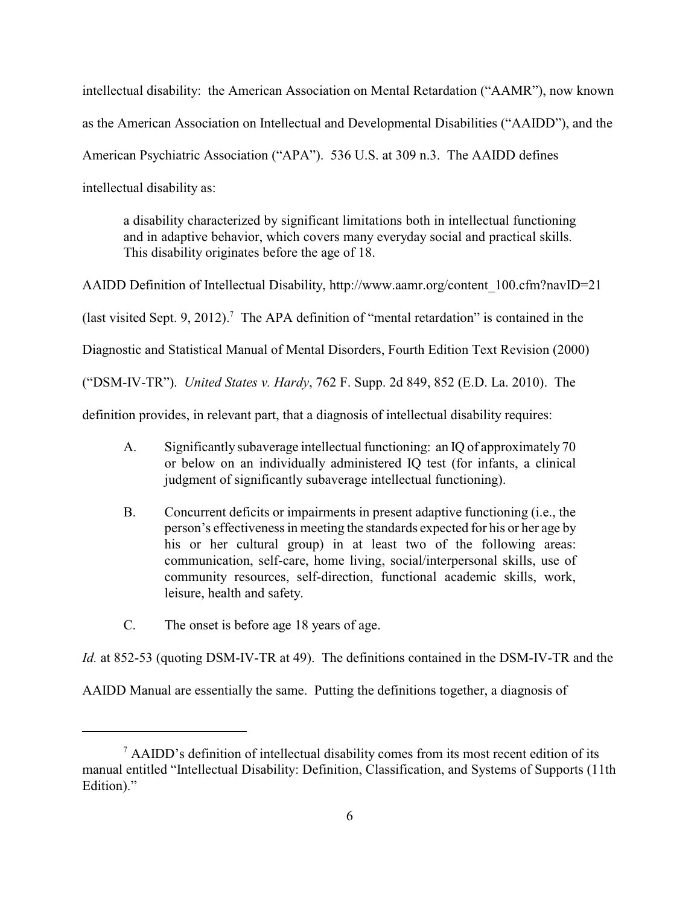intellectual disability: the American Association on Mental Retardation ("AAMR"), now known as the American Association on Intellectual and Developmental Disabilities ("AAIDD"), and the American Psychiatric Association ("APA"). 536 U.S. at 309 n.3. The AAIDD defines intellectual disability as:

> a disability characterized by significant limitations both in intellectual functioning and in adaptive behavior, which covers many everyday social and practical skills. This disability originates before the age of 18.

AAIDD Definition of Intellectual Disability, http://www.aamr.org/content_100.cfm?navID=21 (last visited Sept. 9, 2012).[7] The APA definition of "mental retardation" is contained in the Diagnostic and Statistical Manual of Mental Disorders, Fourth Edition Text Revision (2000) ("DSM-IV-TR"). *United States v. Hardy*, 762 F. Supp. 2d 849, 852 (E.D. La. 2010). The definition provides, in relevant part, that a diagnosis of intellectual disability requires:

> A. Significantly subaverage intellectual functioning: an IQ of approximately 70 or below on an individually administered IQ test (for infants, a clinical judgment of significantly subaverage intellectual functioning).
>
> B. Concurrent deficits or impairments in present adaptive functioning (i.e., the person's effectiveness in meeting the standards expected for his or her age by his or her cultural group) in at least two of the following areas: communication, self-care, home living, social/interpersonal skills, use of community resources, self-direction, functional academic skills, work, leisure, health and safety.
>
> C. The onset is before age 18 years of age.

*Id.* at 852-53 (quoting DSM-IV-TR at 49). The definitions contained in the DSM-IV-TR and the AAIDD Manual are essentially the same. Putting the definitions together, a diagnosis of

---

[7] AAIDD's definition of intellectual disability comes from its most recent edition of its manual entitled "Intellectual Disability: Definition, Classification, and Systems of Supports (11th Edition)."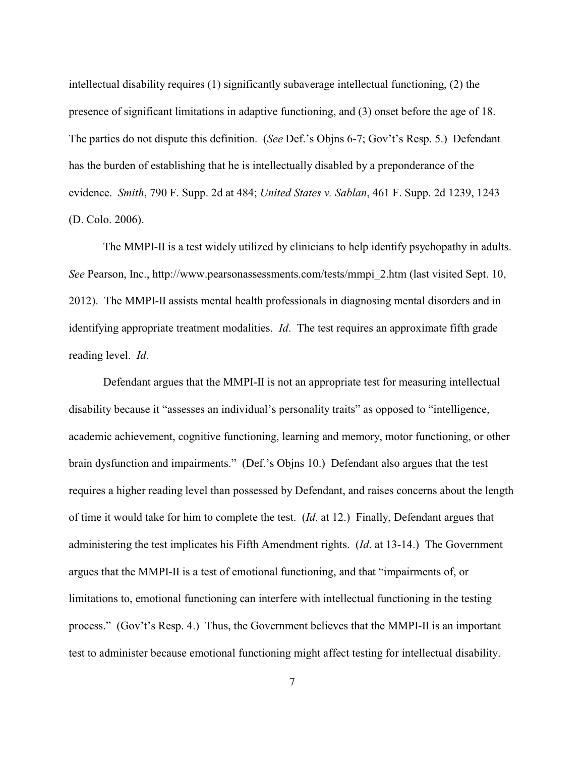intellectual disability requires (1) significantly subaverage intellectual functioning, (2) the presence of significant limitations in adaptive functioning, and (3) onset before the age of 18. The parties do not dispute this definition. (*See* Def.'s Objns 6-7; Gov't's Resp. 5.) Defendant has the burden of establishing that he is intellectually disabled by a preponderance of the evidence. *Smith*, 790 F. Supp. 2d at 484; *United States v. Sablan*, 461 F. Supp. 2d 1239, 1243 (D. Colo. 2006).

The MMPI-II is a test widely utilized by clinicians to help identify psychopathy in adults. *See* Pearson, Inc., http://www.pearsonassessments.com/tests/mmpi_2.htm (last visited Sept. 10, 2012). The MMPI-II assists mental health professionals in diagnosing mental disorders and in identifying appropriate treatment modalities. *Id*. The test requires an approximate fifth grade reading level. *Id*.

Defendant argues that the MMPI-II is not an appropriate test for measuring intellectual disability because it "assesses an individual's personality traits" as opposed to "intelligence, academic achievement, cognitive functioning, learning and memory, motor functioning, or other brain dysfunction and impairments." (Def.'s Objns 10.) Defendant also argues that the test requires a higher reading level than possessed by Defendant, and raises concerns about the length of time it would take for him to complete the test. (*Id*. at 12.) Finally, Defendant argues that administering the test implicates his Fifth Amendment rights. (*Id*. at 13-14.) The Government argues that the MMPI-II is a test of emotional functioning, and that "impairments of, or limitations to, emotional functioning can interfere with intellectual functioning in the testing process." (Gov't's Resp. 4.) Thus, the Government believes that the MMPI-II is an important test to administer because emotional functioning might affect testing for intellectual disability.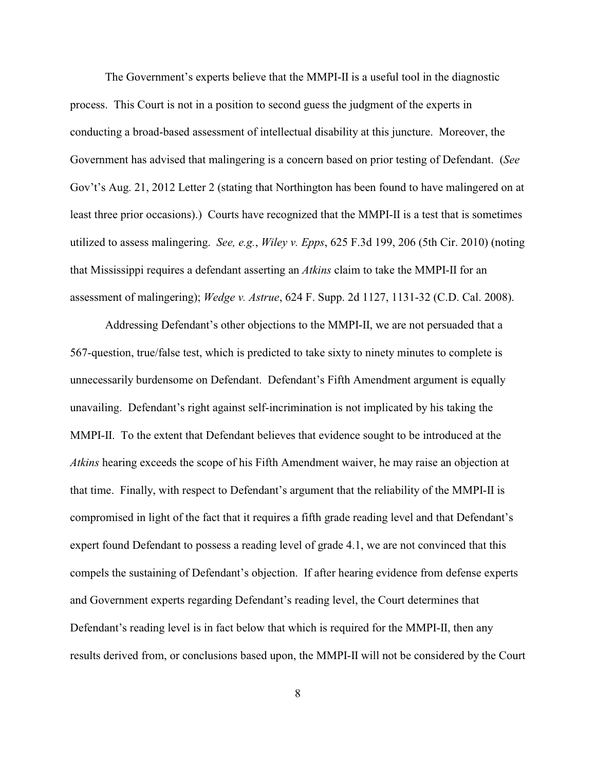The Government's experts believe that the MMPI-II is a useful tool in the diagnostic process. This Court is not in a position to second guess the judgment of the experts in conducting a broad-based assessment of intellectual disability at this juncture. Moreover, the Government has advised that malingering is a concern based on prior testing of Defendant. (*See* Gov't's Aug. 21, 2012 Letter 2 (stating that Northington has been found to have malingered on at least three prior occasions).) Courts have recognized that the MMPI-II is a test that is sometimes utilized to assess malingering. *See, e.g.*, *Wiley v. Epps*, 625 F.3d 199, 206 (5th Cir. 2010) (noting that Mississippi requires a defendant asserting an *Atkins* claim to take the MMPI-II for an assessment of malingering); *Wedge v. Astrue*, 624 F. Supp. 2d 1127, 1131-32 (C.D. Cal. 2008).

Addressing Defendant's other objections to the MMPI-II, we are not persuaded that a 567-question, true/false test, which is predicted to take sixty to ninety minutes to complete is unnecessarily burdensome on Defendant. Defendant's Fifth Amendment argument is equally unavailing. Defendant's right against self-incrimination is not implicated by his taking the MMPI-II. To the extent that Defendant believes that evidence sought to be introduced at the *Atkins* hearing exceeds the scope of his Fifth Amendment waiver, he may raise an objection at that time. Finally, with respect to Defendant's argument that the reliability of the MMPI-II is compromised in light of the fact that it requires a fifth grade reading level and that Defendant's expert found Defendant to possess a reading level of grade 4.1, we are not convinced that this compels the sustaining of Defendant's objection. If after hearing evidence from defense experts and Government experts regarding Defendant's reading level, the Court determines that Defendant's reading level is in fact below that which is required for the MMPI-II, then any results derived from, or conclusions based upon, the MMPI-II will not be considered by the Court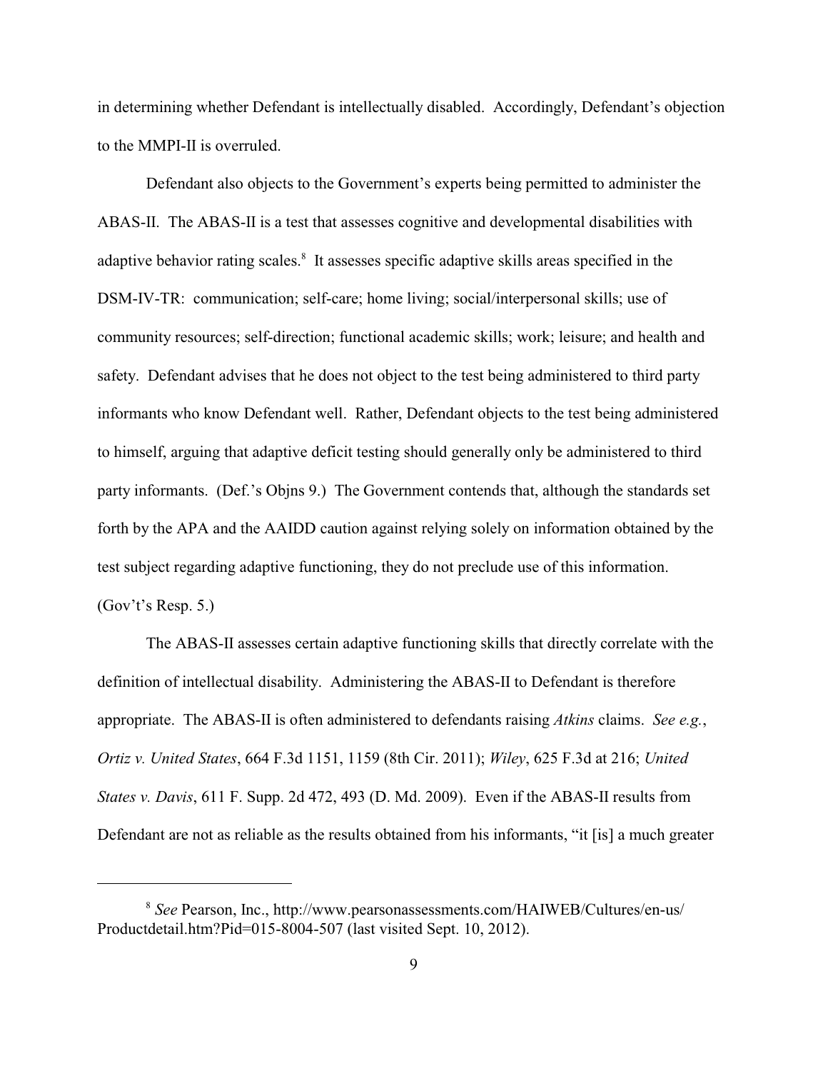in determining whether Defendant is intellectually disabled. Accordingly, Defendant's objection to the MMPI-II is overruled.

Defendant also objects to the Government's experts being permitted to administer the ABAS-II. The ABAS-II is a test that assesses cognitive and developmental disabilities with adaptive behavior rating scales.[8] It assesses specific adaptive skills areas specified in the DSM-IV-TR: communication; self-care; home living; social/interpersonal skills; use of community resources; self-direction; functional academic skills; work; leisure; and health and safety. Defendant advises that he does not object to the test being administered to third party informants who know Defendant well. Rather, Defendant objects to the test being administered to himself, arguing that adaptive deficit testing should generally only be administered to third party informants. (Def.'s Objns 9.) The Government contends that, although the standards set forth by the APA and the AAIDD caution against relying solely on information obtained by the test subject regarding adaptive functioning, they do not preclude use of this information. (Gov't's Resp. 5.)

The ABAS-II assesses certain adaptive functioning skills that directly correlate with the definition of intellectual disability. Administering the ABAS-II to Defendant is therefore appropriate. The ABAS-II is often administered to defendants raising *Atkins* claims. *See e.g.*, *Ortiz v. United States*, 664 F.3d 1151, 1159 (8th Cir. 2011); *Wiley*, 625 F.3d at 216; *United States v. Davis*, 611 F. Supp. 2d 472, 493 (D. Md. 2009). Even if the ABAS-II results from Defendant are not as reliable as the results obtained from his informants, "it [is] a much greater

---

[8] *See* Pearson, Inc., http://www.pearsonassessments.com/HAIWEB/Cultures/en-us/Productdetail.htm?Pid=015-8004-507 (last visited Sept. 10, 2012).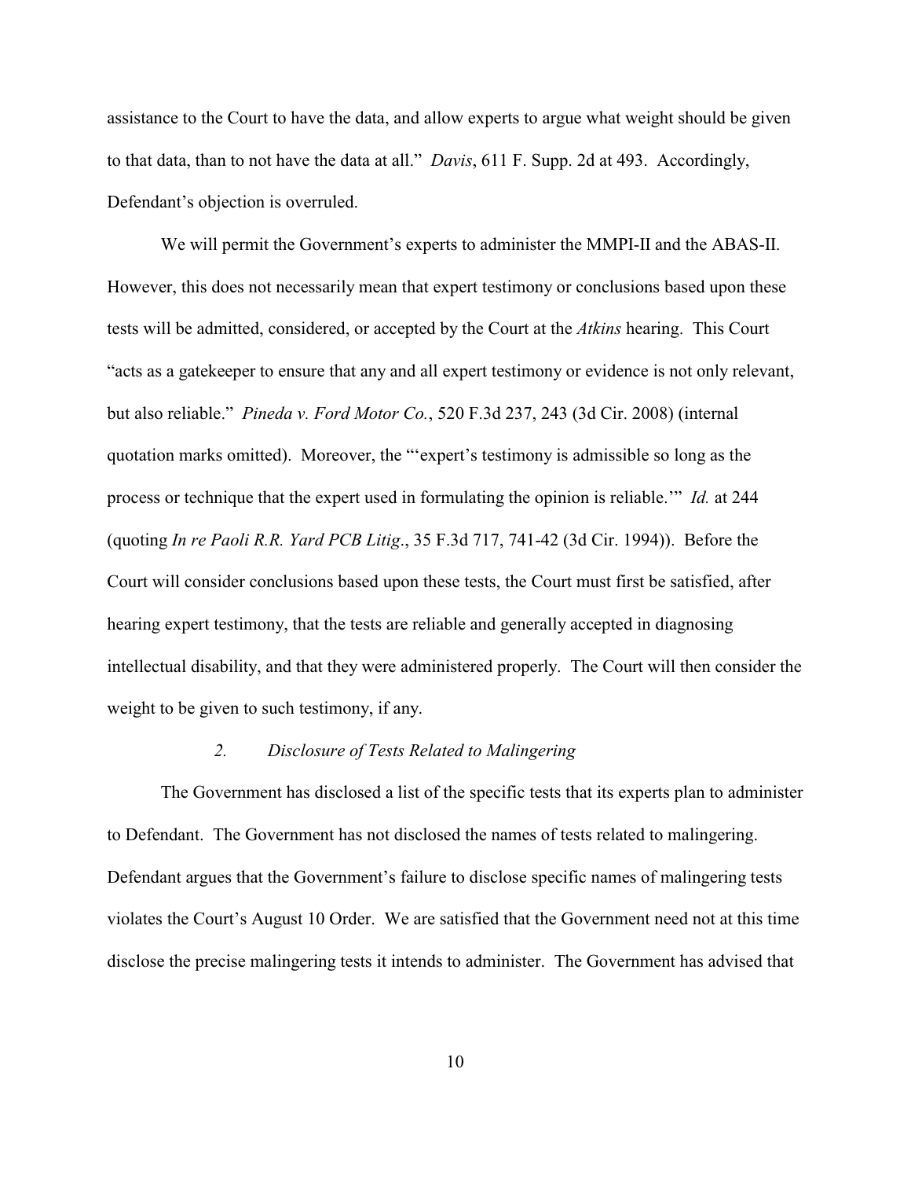assistance to the Court to have the data, and allow experts to argue what weight should be given to that data, than to not have the data at all." *Davis*, 611 F. Supp. 2d at 493. Accordingly, Defendant's objection is overruled.

We will permit the Government's experts to administer the MMPI-II and the ABAS-II. However, this does not necessarily mean that expert testimony or conclusions based upon these tests will be admitted, considered, or accepted by the Court at the *Atkins* hearing. This Court "acts as a gatekeeper to ensure that any and all expert testimony or evidence is not only relevant, but also reliable." *Pineda v. Ford Motor Co.*, 520 F.3d 237, 243 (3d Cir. 2008) (internal quotation marks omitted). Moreover, the "'expert's testimony is admissible so long as the process or technique that the expert used in formulating the opinion is reliable.'" *Id.* at 244 (quoting *In re Paoli R.R. Yard PCB Litig*., 35 F.3d 717, 741-42 (3d Cir. 1994)). Before the Court will consider conclusions based upon these tests, the Court must first be satisfied, after hearing expert testimony, that the tests are reliable and generally accepted in diagnosing intellectual disability, and that they were administered properly. The Court will then consider the weight to be given to such testimony, if any.

### *2. Disclosure of Tests Related to Malingering*

The Government has disclosed a list of the specific tests that its experts plan to administer to Defendant. The Government has not disclosed the names of tests related to malingering. Defendant argues that the Government's failure to disclose specific names of malingering tests violates the Court's August 10 Order. We are satisfied that the Government need not at this time disclose the precise malingering tests it intends to administer. The Government has advised that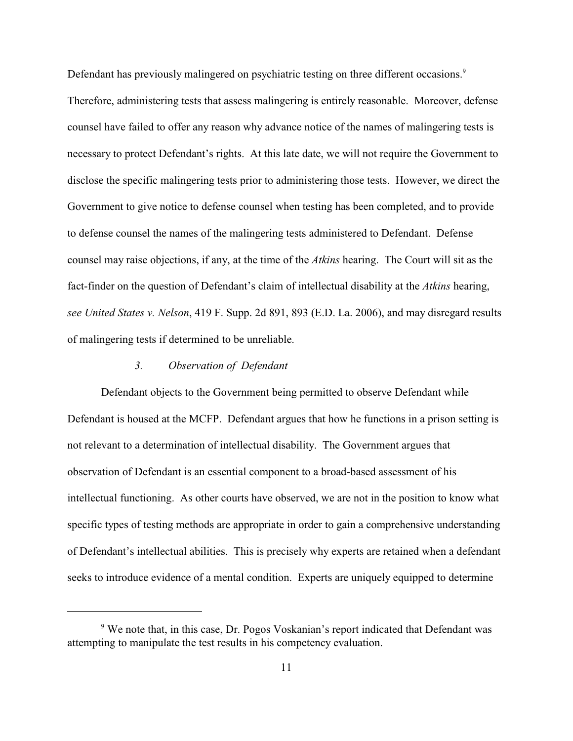Defendant has previously malingered on psychiatric testing on three different occasions.[9] Therefore, administering tests that assess malingering is entirely reasonable. Moreover, defense counsel have failed to offer any reason why advance notice of the names of malingering tests is necessary to protect Defendant's rights. At this late date, we will not require the Government to disclose the specific malingering tests prior to administering those tests. However, we direct the Government to give notice to defense counsel when testing has been completed, and to provide to defense counsel the names of the malingering tests administered to Defendant. Defense counsel may raise objections, if any, at the time of the *Atkins* hearing. The Court will sit as the fact-finder on the question of Defendant's claim of intellectual disability at the *Atkins* hearing, *see United States v. Nelson*, 419 F. Supp. 2d 891, 893 (E.D. La. 2006), and may disregard results of malingering tests if determined to be unreliable.

### *3. Observation of Defendant*

Defendant objects to the Government being permitted to observe Defendant while Defendant is housed at the MCFP. Defendant argues that how he functions in a prison setting is not relevant to a determination of intellectual disability. The Government argues that observation of Defendant is an essential component to a broad-based assessment of his intellectual functioning. As other courts have observed, we are not in the position to know what specific types of testing methods are appropriate in order to gain a comprehensive understanding of Defendant's intellectual abilities. This is precisely why experts are retained when a defendant seeks to introduce evidence of a mental condition. Experts are uniquely equipped to determine

[9] We note that, in this case, Dr. Pogos Voskanian's report indicated that Defendant was attempting to manipulate the test results in his competency evaluation.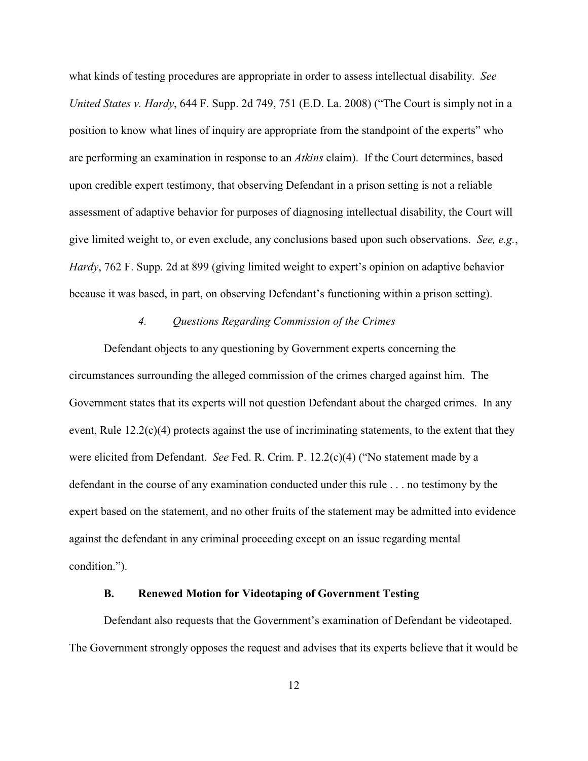what kinds of testing procedures are appropriate in order to assess intellectual disability. *See United States v. Hardy*, 644 F. Supp. 2d 749, 751 (E.D. La. 2008) ("The Court is simply not in a position to know what lines of inquiry are appropriate from the standpoint of the experts" who are performing an examination in response to an *Atkins* claim). If the Court determines, based upon credible expert testimony, that observing Defendant in a prison setting is not a reliable assessment of adaptive behavior for purposes of diagnosing intellectual disability, the Court will give limited weight to, or even exclude, any conclusions based upon such observations. *See, e.g.*, *Hardy*, 762 F. Supp. 2d at 899 (giving limited weight to expert's opinion on adaptive behavior because it was based, in part, on observing Defendant's functioning within a prison setting).

#### *4. Questions Regarding Commission of the Crimes*

Defendant objects to any questioning by Government experts concerning the circumstances surrounding the alleged commission of the crimes charged against him. The Government states that its experts will not question Defendant about the charged crimes. In any event, Rule 12.2(c)(4) protects against the use of incriminating statements, to the extent that they were elicited from Defendant. *See* Fed. R. Crim. P. 12.2(c)(4) ("No statement made by a defendant in the course of any examination conducted under this rule . . . no testimony by the expert based on the statement, and no other fruits of the statement may be admitted into evidence against the defendant in any criminal proceeding except on an issue regarding mental condition.").

### **B. Renewed Motion for Videotaping of Government Testing**

Defendant also requests that the Government's examination of Defendant be videotaped. The Government strongly opposes the request and advises that its experts believe that it would be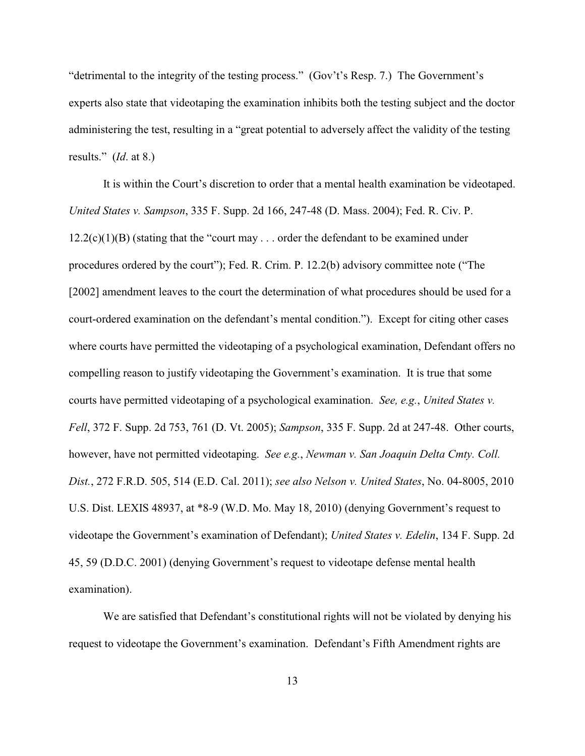"detrimental to the integrity of the testing process." (Gov't's Resp. 7.) The Government's experts also state that videotaping the examination inhibits both the testing subject and the doctor administering the test, resulting in a "great potential to adversely affect the validity of the testing results." (*Id*. at 8.)

It is within the Court's discretion to order that a mental health examination be videotaped. *United States v. Sampson*, 335 F. Supp. 2d 166, 247-48 (D. Mass. 2004); Fed. R. Civ. P. 12.2(c)(1)(B) (stating that the "court may . . . order the defendant to be examined under procedures ordered by the court"); Fed. R. Crim. P. 12.2(b) advisory committee note ("The [2002] amendment leaves to the court the determination of what procedures should be used for a court-ordered examination on the defendant's mental condition."). Except for citing other cases where courts have permitted the videotaping of a psychological examination, Defendant offers no compelling reason to justify videotaping the Government's examination. It is true that some courts have permitted videotaping of a psychological examination. *See, e.g.*, *United States v. Fell*, 372 F. Supp. 2d 753, 761 (D. Vt. 2005); *Sampson*, 335 F. Supp. 2d at 247-48. Other courts, however, have not permitted videotaping. *See e.g.*, *Newman v. San Joaquin Delta Cmty. Coll. Dist.*, 272 F.R.D. 505, 514 (E.D. Cal. 2011); *see also Nelson v. United States*, No. 04-8005, 2010 U.S. Dist. LEXIS 48937, at *8-9 (W.D. Mo. May 18, 2010) (denying Government's request to videotape the Government's examination of Defendant); *United States v. Edelin*, 134 F. Supp. 2d 45, 59 (D.D.C. 2001) (denying Government's request to videotape defense mental health examination).

We are satisfied that Defendant's constitutional rights will not be violated by denying his request to videotape the Government's examination. Defendant's Fifth Amendment rights are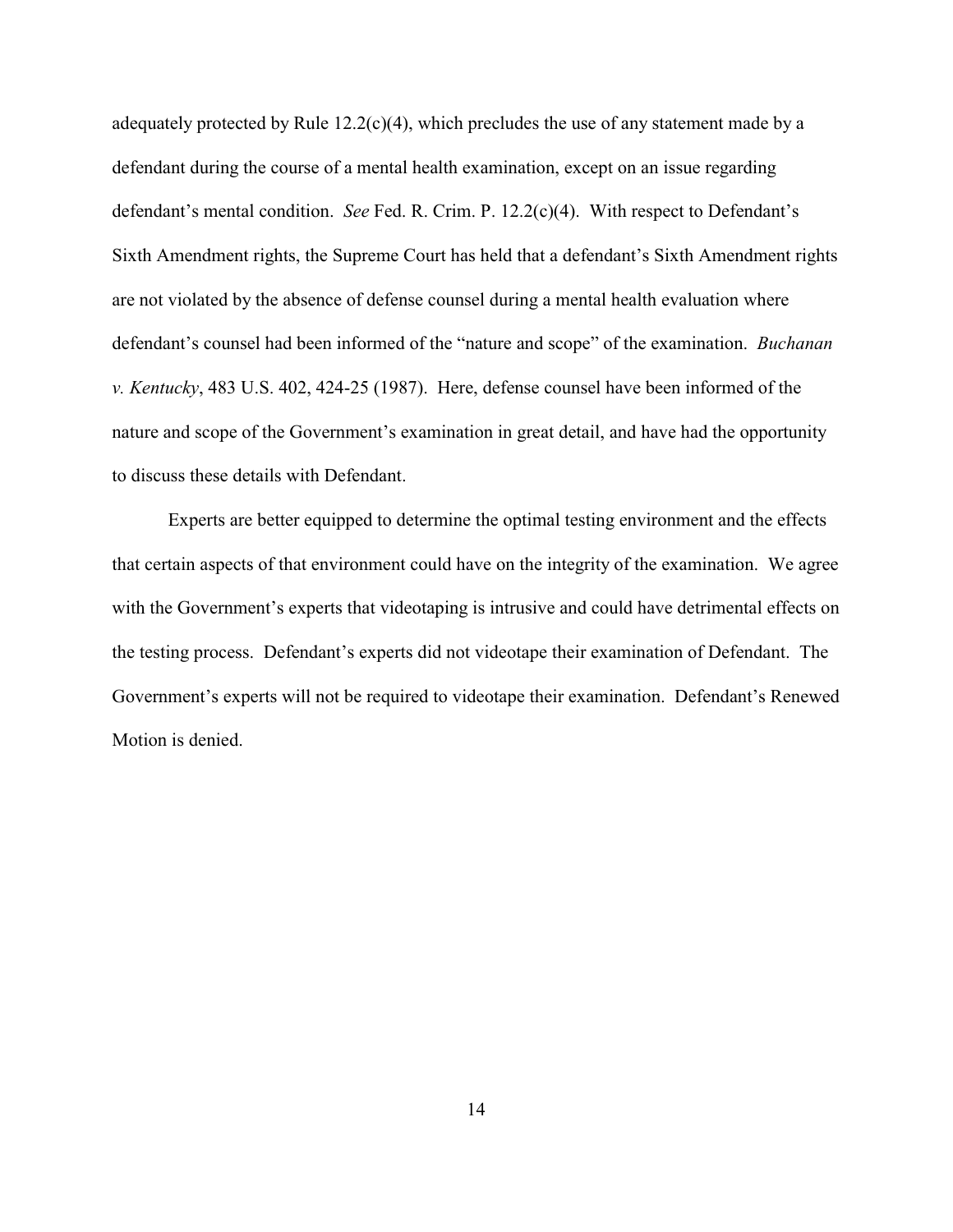adequately protected by Rule 12.2(c)(4), which precludes the use of any statement made by a defendant during the course of a mental health examination, except on an issue regarding defendant's mental condition. *See* Fed. R. Crim. P. 12.2(c)(4). With respect to Defendant's Sixth Amendment rights, the Supreme Court has held that a defendant's Sixth Amendment rights are not violated by the absence of defense counsel during a mental health evaluation where defendant's counsel had been informed of the "nature and scope" of the examination. *Buchanan v. Kentucky*, 483 U.S. 402, 424-25 (1987). Here, defense counsel have been informed of the nature and scope of the Government's examination in great detail, and have had the opportunity to discuss these details with Defendant.

Experts are better equipped to determine the optimal testing environment and the effects that certain aspects of that environment could have on the integrity of the examination. We agree with the Government's experts that videotaping is intrusive and could have detrimental effects on the testing process. Defendant's experts did not videotape their examination of Defendant. The Government's experts will not be required to videotape their examination. Defendant's Renewed Motion is denied.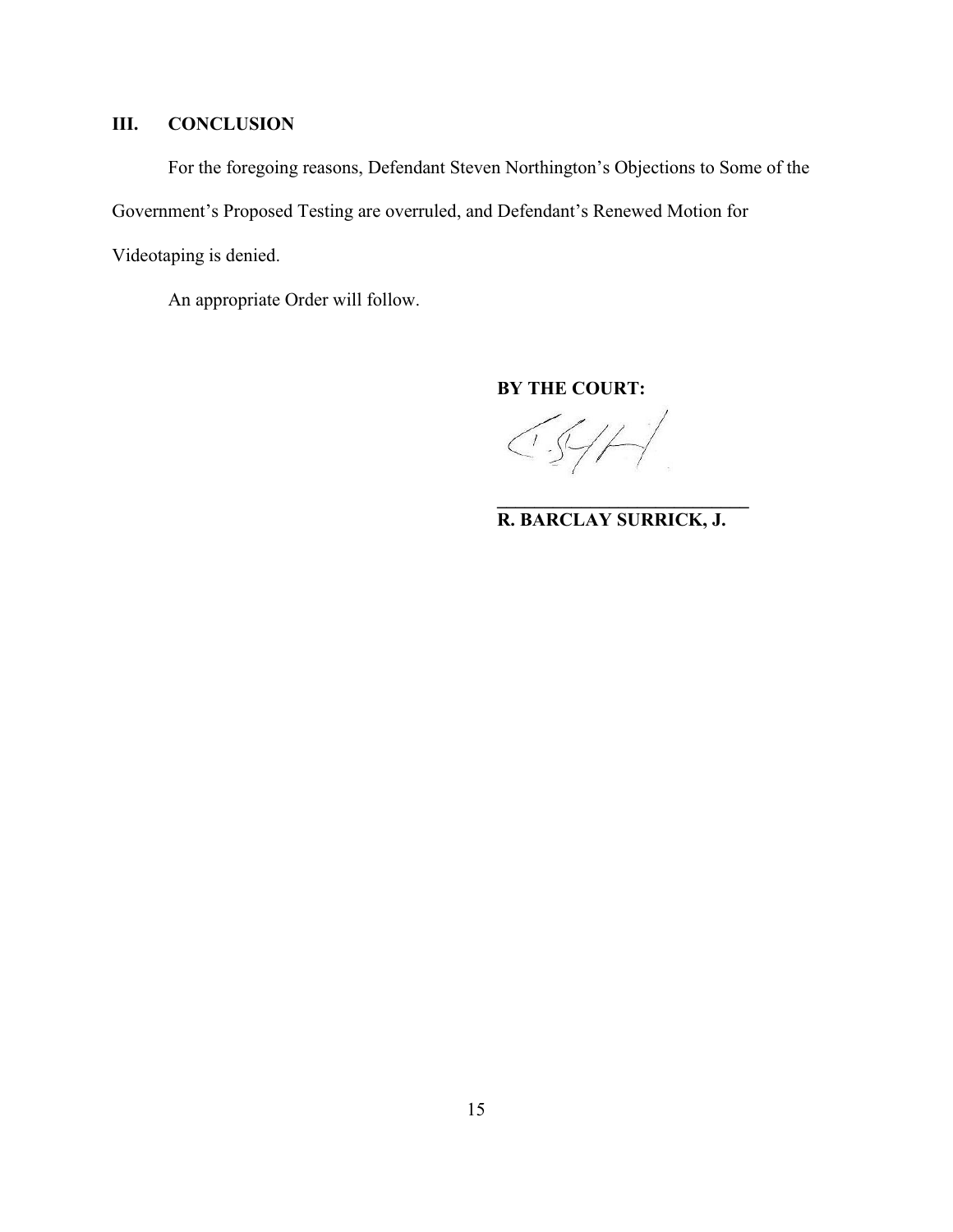## III. CONCLUSION

For the foregoing reasons, Defendant Steven Northington's Objections to Some of the Government's Proposed Testing are overruled, and Defendant's Renewed Motion for Videotaping is denied.

An appropriate Order will follow.

**BY THE COURT:**

**R. BARCLAY SURRICK, J.**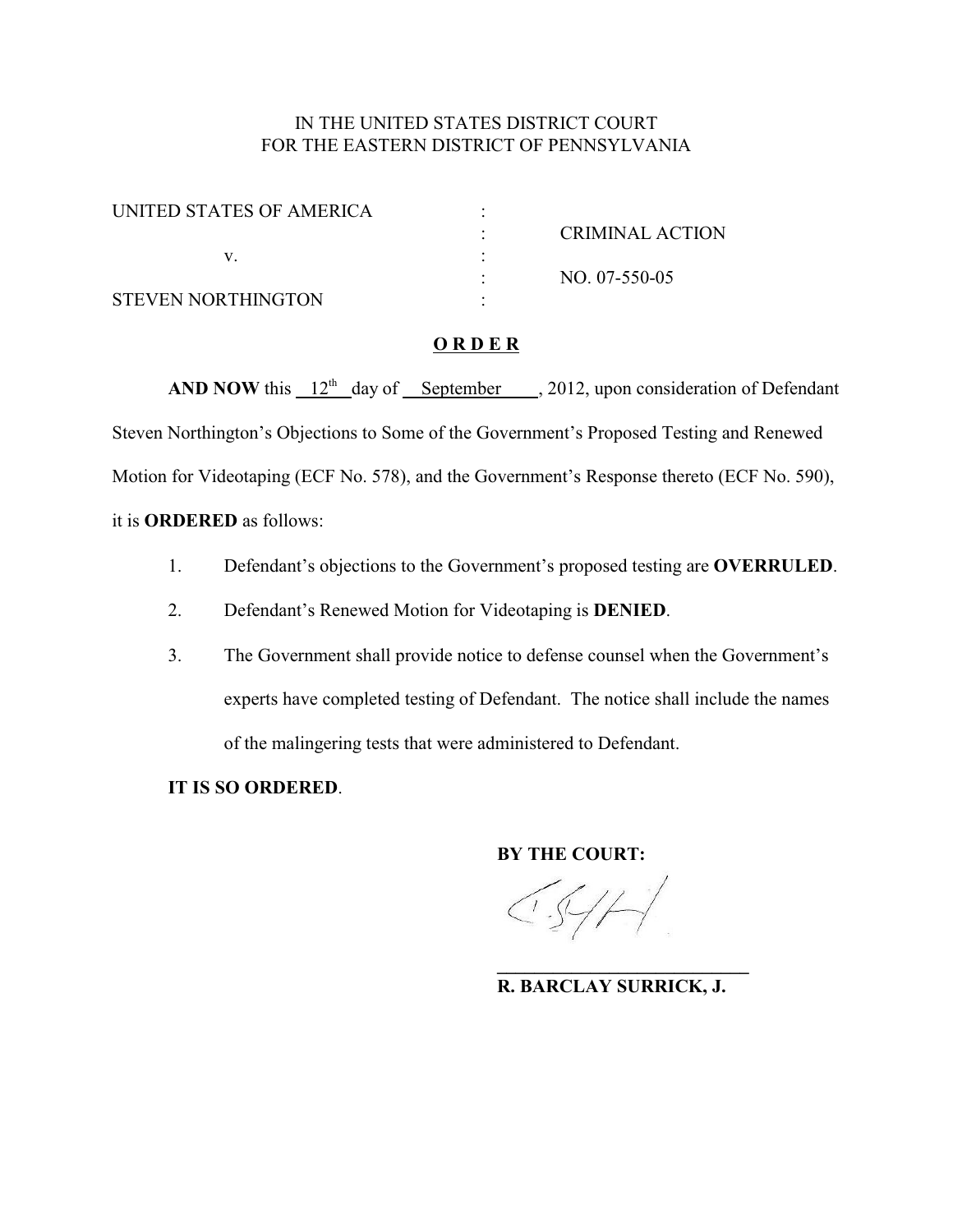IN THE UNITED STATES DISTRICT COURT
FOR THE EASTERN DISTRICT OF PENNSYLVANIA

| | | |
|---|---|---|
| UNITED STATES OF AMERICA | : | |
| | : | CRIMINAL ACTION |
| v. | : | |
| | : | NO. 07-550-05 |
| STEVEN NORTHINGTON | : | |

**O R D E R**

**AND NOW** this 12th day of September, 2012, upon consideration of Defendant Steven Northington's Objections to Some of the Government's Proposed Testing and Renewed Motion for Videotaping (ECF No. 578), and the Government's Response thereto (ECF No. 590), it is **ORDERED** as follows:

1. Defendant's objections to the Government's proposed testing are **OVERRULED**.
2. Defendant's Renewed Motion for Videotaping is **DENIED**.
3. The Government shall provide notice to defense counsel when the Government's experts have completed testing of Defendant. The notice shall include the names of the malingering tests that were administered to Defendant.

**IT IS SO ORDERED**.

**BY THE COURT:**

**R. BARCLAY SURRICK, J.**